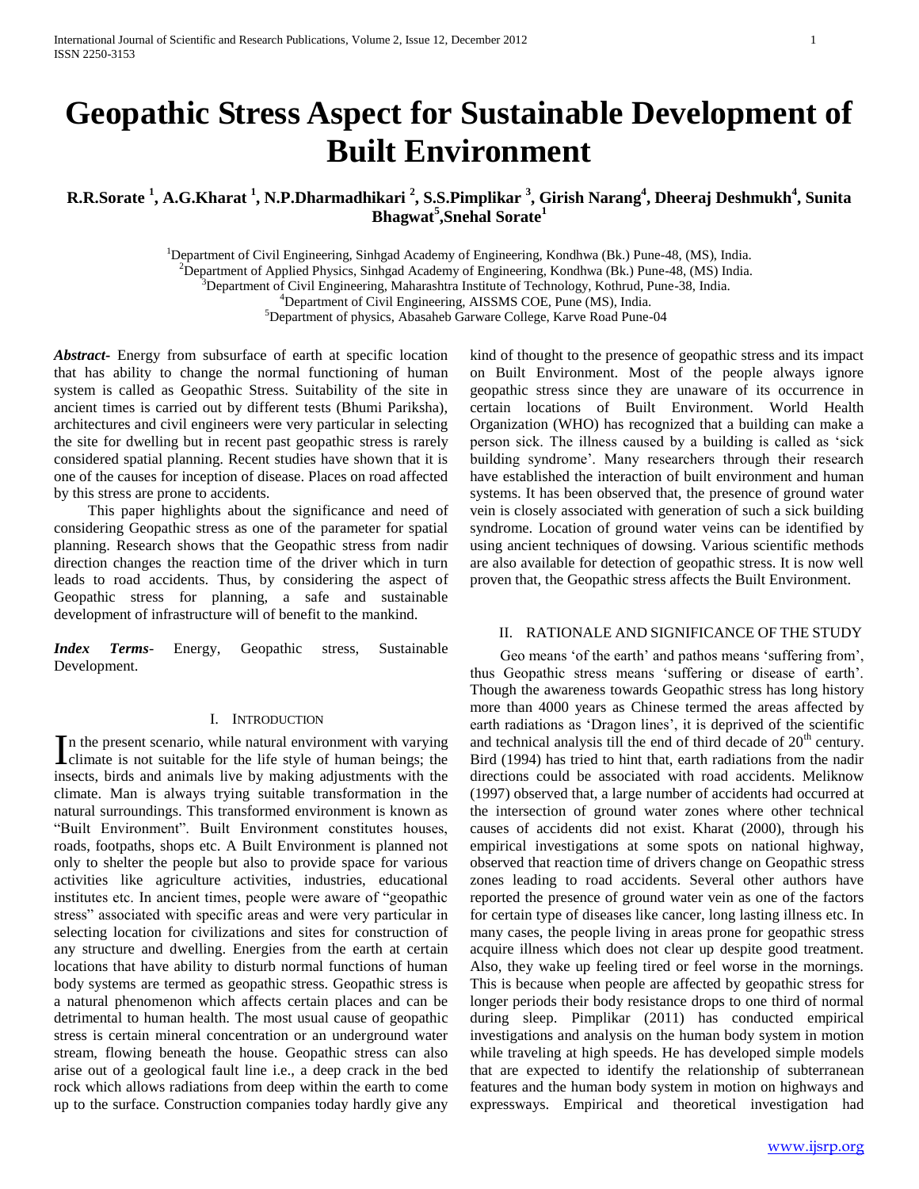# Geopathic Stress Aspect for Sustainable Development of Built Environment

**R.R.Sorate [1], A.G.Kharat [1], N.P.Dharmadhikari [2], S.S.Pimplikar [3], Girish Narang[4], Dheeraj Deshmukh[4], Sunita Bhagwat[5], Snehal Sorate[1]**

[1]Department of Civil Engineering, Sinhgad Academy of Engineering, Kondhwa (Bk.) Pune-48, (MS), India.
[2]Department of Applied Physics, Sinhgad Academy of Engineering, Kondhwa (Bk.) Pune-48, (MS) India.
[3]Department of Civil Engineering, Maharashtra Institute of Technology, Kothrud, Pune-38, India.
[4]Department of Civil Engineering, AISSMS COE, Pune (MS), India.
[5]Department of physics, Abasaheb Garware College, Karve Road Pune-04

***Abstract-*** Energy from subsurface of earth at specific location that has ability to change the normal functioning of human system is called as Geopathic Stress. Suitability of the site in ancient times is carried out by different tests (Bhumi Pariksha), architectures and civil engineers were very particular in selecting the site for dwelling but in recent past geopathic stress is rarely considered spatial planning. Recent studies have shown that it is one of the causes for inception of disease. Places on road affected by this stress are prone to accidents.

This paper highlights about the significance and need of considering Geopathic stress as one of the parameter for spatial planning. Research shows that the Geopathic stress from nadir direction changes the reaction time of the driver which in turn leads to road accidents. Thus, by considering the aspect of Geopathic stress for planning, a safe and sustainable development of infrastructure will of benefit to the mankind.

***Index Terms-*** Energy, Geopathic stress, Sustainable Development.

## I. Introduction

In the present scenario, while natural environment with varying climate is not suitable for the life style of human beings; the insects, birds and animals live by making adjustments with the climate. Man is always trying suitable transformation in the natural surroundings. This transformed environment is known as "Built Environment". Built Environment constitutes houses, roads, footpaths, shops etc. A Built Environment is planned not only to shelter the people but also to provide space for various activities like agriculture activities, industries, educational institutes etc. In ancient times, people were aware of "geopathic stress" associated with specific areas and were very particular in selecting location for civilizations and sites for construction of any structure and dwelling. Energies from the earth at certain locations that have ability to disturb normal functions of human body systems are termed as geopathic stress. Geopathic stress is a natural phenomenon which affects certain places and can be detrimental to human health. The most usual cause of geopathic stress is certain mineral concentration or an underground water stream, flowing beneath the house. Geopathic stress can also arise out of a geological fault line i.e., a deep crack in the bed rock which allows radiations from deep within the earth to come up to the surface. Construction companies today hardly give any kind of thought to the presence of geopathic stress and its impact on Built Environment. Most of the people always ignore geopathic stress since they are unaware of its occurrence in certain locations of Built Environment. World Health Organization (WHO) has recognized that a building can make a person sick. The illness caused by a building is called as 'sick building syndrome'. Many researchers through their research have established the interaction of built environment and human systems. It has been observed that, the presence of ground water vein is closely associated with generation of such a sick building syndrome. Location of ground water veins can be identified by using ancient techniques of dowsing. Various scientific methods are also available for detection of geopathic stress. It is now well proven that, the Geopathic stress affects the Built Environment.

## II. Rationale and Significance of the Study

Geo means 'of the earth' and pathos means 'suffering from', thus Geopathic stress means 'suffering or disease of earth'. Though the awareness towards Geopathic stress has long history more than 4000 years as Chinese termed the areas affected by earth radiations as 'Dragon lines', it is deprived of the scientific and technical analysis till the end of third decade of 20th century. Bird (1994) has tried to hint that, earth radiations from the nadir directions could be associated with road accidents. Meliknow (1997) observed that, a large number of accidents had occurred at the intersection of ground water zones where other technical causes of accidents did not exist. Kharat (2000), through his empirical investigations at some spots on national highway, observed that reaction time of drivers change on Geopathic stress zones leading to road accidents. Several other authors have reported the presence of ground water vein as one of the factors for certain type of diseases like cancer, long lasting illness etc. In many cases, the people living in areas prone for geopathic stress acquire illness which does not clear up despite good treatment. Also, they wake up feeling tired or feel worse in the mornings. This is because when people are affected by geopathic stress for longer periods their body resistance drops to one third of normal during sleep. Pimplikar (2011) has conducted empirical investigations and analysis on the human body system in motion while traveling at high speeds. He has developed simple models that are expected to identify the relationship of subterranean features and the human body system in motion on highways and expressways. Empirical and theoretical investigation had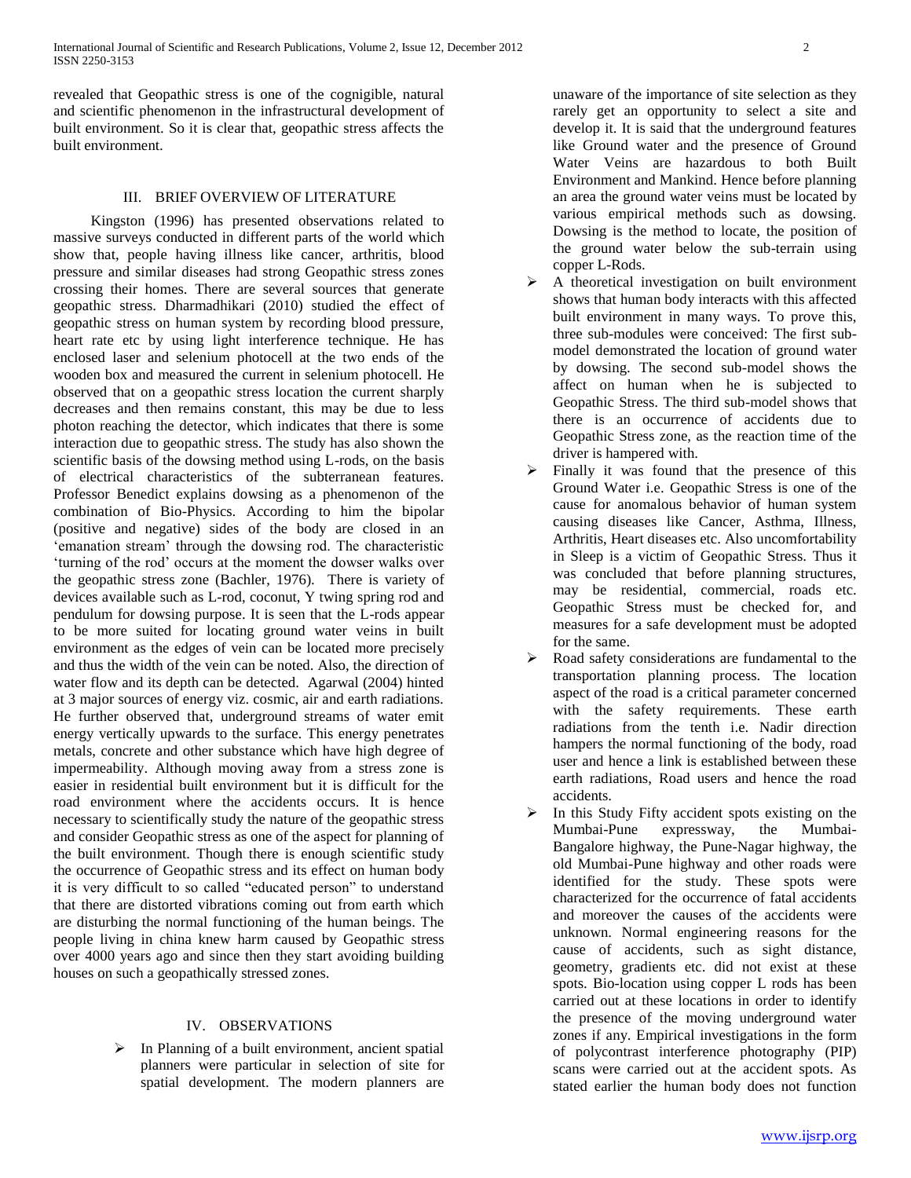revealed that Geopathic stress is one of the cognigible, natural and scientific phenomenon in the infrastructural development of built environment. So it is clear that, geopathic stress affects the built environment.

## III. BRIEF OVERVIEW OF LITERATURE

Kingston (1996) has presented observations related to massive surveys conducted in different parts of the world which show that, people having illness like cancer, arthritis, blood pressure and similar diseases had strong Geopathic stress zones crossing their homes. There are several sources that generate geopathic stress. Dharmadhikari (2010) studied the effect of geopathic stress on human system by recording blood pressure, heart rate etc by using light interference technique. He has enclosed laser and selenium photocell at the two ends of the wooden box and measured the current in selenium photocell. He observed that on a geopathic stress location the current sharply decreases and then remains constant, this may be due to less photon reaching the detector, which indicates that there is some interaction due to geopathic stress. The study has also shown the scientific basis of the dowsing method using L-rods, on the basis of electrical characteristics of the subterranean features. Professor Benedict explains dowsing as a phenomenon of the combination of Bio-Physics. According to him the bipolar (positive and negative) sides of the body are closed in an 'emanation stream' through the dowsing rod. The characteristic 'turning of the rod' occurs at the moment the dowser walks over the geopathic stress zone (Bachler, 1976). There is variety of devices available such as L-rod, coconut, Y twing spring rod and pendulum for dowsing purpose. It is seen that the L-rods appear to be more suited for locating ground water veins in built environment as the edges of vein can be located more precisely and thus the width of the vein can be noted. Also, the direction of water flow and its depth can be detected. Agarwal (2004) hinted at 3 major sources of energy viz. cosmic, air and earth radiations. He further observed that, underground streams of water emit energy vertically upwards to the surface. This energy penetrates metals, concrete and other substance which have high degree of impermeability. Although moving away from a stress zone is easier in residential built environment but it is difficult for the road environment where the accidents occurs. It is hence necessary to scientifically study the nature of the geopathic stress and consider Geopathic stress as one of the aspect for planning of the built environment. Though there is enough scientific study the occurrence of Geopathic stress and its effect on human body it is very difficult to so called "educated person" to understand that there are distorted vibrations coming out from earth which are disturbing the normal functioning of the human beings. The people living in china knew harm caused by Geopathic stress over 4000 years ago and since then they start avoiding building houses on such a geopathically stressed zones.

## IV. OBSERVATIONS

- In Planning of a built environment, ancient spatial planners were particular in selection of site for spatial development. The modern planners are unaware of the importance of site selection as they rarely get an opportunity to select a site and develop it. It is said that the underground features like Ground water and the presence of Ground Water Veins are hazardous to both Built Environment and Mankind. Hence before planning an area the ground water veins must be located by various empirical methods such as dowsing. Dowsing is the method to locate, the position of the ground water below the sub-terrain using copper L-Rods.
- A theoretical investigation on built environment shows that human body interacts with this affected built environment in many ways. To prove this, three sub-modules were conceived: The first sub-model demonstrated the location of ground water by dowsing. The second sub-model shows the affect on human when he is subjected to Geopathic Stress. The third sub-model shows that there is an occurrence of accidents due to Geopathic Stress zone, as the reaction time of the driver is hampered with.
- Finally it was found that the presence of this Ground Water i.e. Geopathic Stress is one of the cause for anomalous behavior of human system causing diseases like Cancer, Asthma, Illness, Arthritis, Heart diseases etc. Also uncomfortability in Sleep is a victim of Geopathic Stress. Thus it was concluded that before planning structures, may be residential, commercial, roads etc. Geopathic Stress must be checked for, and measures for a safe development must be adopted for the same.
- Road safety considerations are fundamental to the transportation planning process. The location aspect of the road is a critical parameter concerned with the safety requirements. These earth radiations from the tenth i.e. Nadir direction hampers the normal functioning of the body, road user and hence a link is established between these earth radiations, Road users and hence the road accidents.
- In this Study Fifty accident spots existing on the Mumbai-Pune expressway, the Mumbai-Bangalore highway, the Pune-Nagar highway, the old Mumbai-Pune highway and other roads were identified for the study. These spots were characterized for the occurrence of fatal accidents and moreover the causes of the accidents were unknown. Normal engineering reasons for the cause of accidents, such as sight distance, geometry, gradients etc. did not exist at these spots. Bio-location using copper L rods has been carried out at these locations in order to identify the presence of the moving underground water zones if any. Empirical investigations in the form of polycontrast interference photography (PIP) scans were carried out at the accident spots. As stated earlier the human body does not function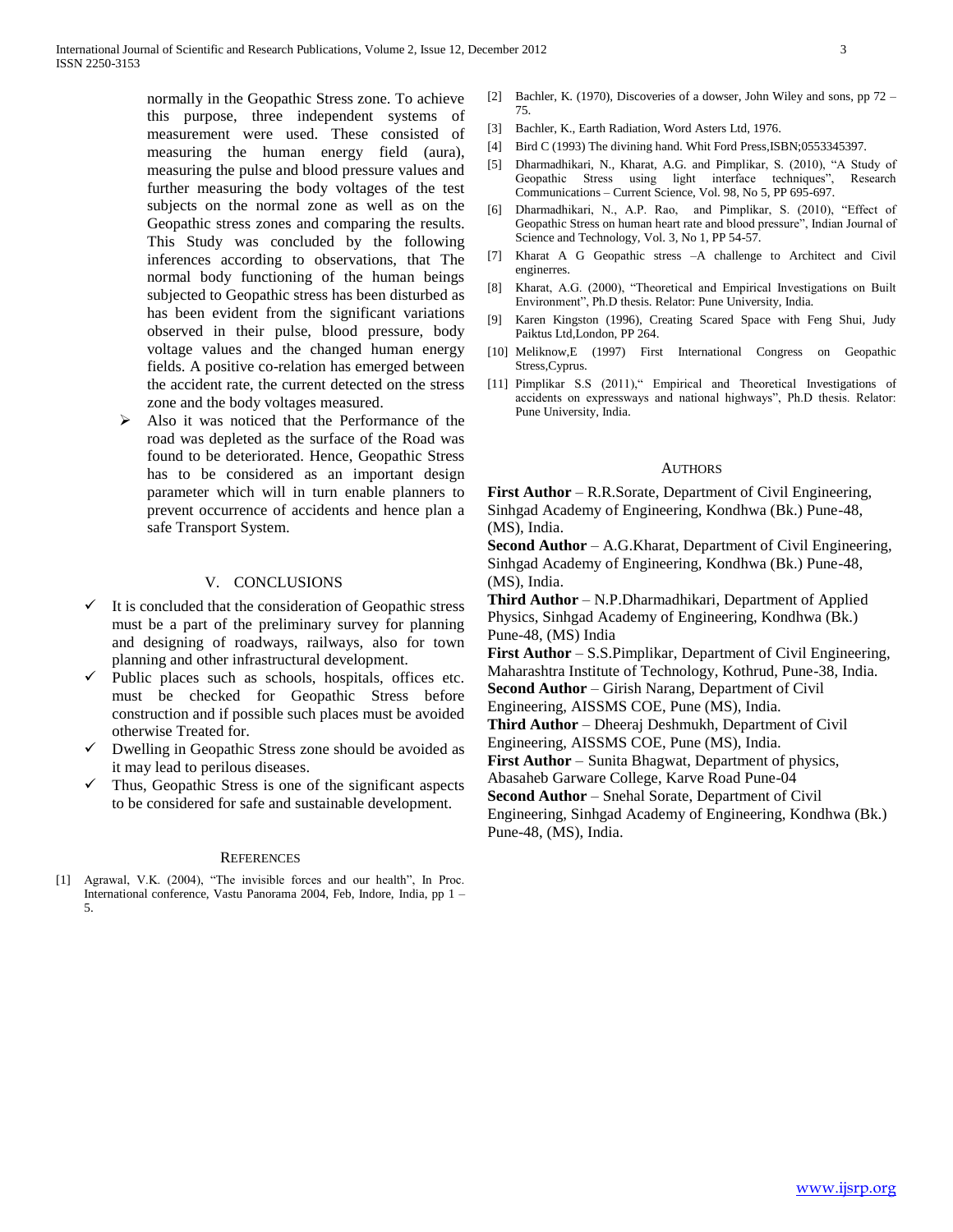normally in the Geopathic Stress zone. To achieve this purpose, three independent systems of measurement were used. These consisted of measuring the human energy field (aura), measuring the pulse and blood pressure values and further measuring the body voltages of the test subjects on the normal zone as well as on the Geopathic stress zones and comparing the results. This Study was concluded by the following inferences according to observations, that The normal body functioning of the human beings subjected to Geopathic stress has been disturbed as has been evident from the significant variations observed in their pulse, blood pressure, body voltage values and the changed human energy fields. A positive co-relation has emerged between the accident rate, the current detected on the stress zone and the body voltages measured.

- Also it was noticed that the Performance of the road was depleted as the surface of the Road was found to be deteriorated. Hence, Geopathic Stress has to be considered as an important design parameter which will in turn enable planners to prevent occurrence of accidents and hence plan a safe Transport System.

## V. Conclusions

- ✓ It is concluded that the consideration of Geopathic stress must be a part of the preliminary survey for planning and designing of roadways, railways, also for town planning and other infrastructural development.
- ✓ Public places such as schools, hospitals, offices etc. must be checked for Geopathic Stress before construction and if possible such places must be avoided otherwise Treated for.
- ✓ Dwelling in Geopathic Stress zone should be avoided as it may lead to perilous diseases.
- ✓ Thus, Geopathic Stress is one of the significant aspects to be considered for safe and sustainable development.

## References

[1] Agrawal, V.K. (2004), "The invisible forces and our health", In Proc. International conference, Vastu Panorama 2004, Feb, Indore, India, pp 1 – 5.

[2] Bachler, K. (1970), Discoveries of a dowser, John Wiley and sons, pp 72 – 75.

[3] Bachler, K., Earth Radiation, Word Asters Ltd, 1976.

[4] Bird C (1993) The divining hand. Whit Ford Press,ISBN;0553345397.

[5] Dharmadhikari, N., Kharat, A.G. and Pimplikar, S. (2010), "A Study of Geopathic Stress using light interface techniques", Research Communications – Current Science, Vol. 98, No 5, PP 695-697.

[6] Dharmadhikari, N., A.P. Rao, and Pimplikar, S. (2010), "Effect of Geopathic Stress on human heart rate and blood pressure", Indian Journal of Science and Technology, Vol. 3, No 1, PP 54-57.

[7] Kharat A G Geopathic stress –A challenge to Architect and Civil enginerres.

[8] Kharat, A.G. (2000), "Theoretical and Empirical Investigations on Built Environment", Ph.D thesis. Relator: Pune University, India.

[9] Karen Kingston (1996), Creating Scared Space with Feng Shui, Judy Paiktus Ltd,London, PP 264.

[10] Meliknow,E (1997) First International Congress on Geopathic Stress,Cyprus.

[11] Pimplikar S.S (2011)," Empirical and Theoretical Investigations of accidents on expressways and national highways", Ph.D thesis. Relator: Pune University, India.

## Authors

**First Author** – R.R.Sorate, Department of Civil Engineering, Sinhgad Academy of Engineering, Kondhwa (Bk.) Pune-48, (MS), India.

**Second Author** – A.G.Kharat, Department of Civil Engineering, Sinhgad Academy of Engineering, Kondhwa (Bk.) Pune-48, (MS), India.

**Third Author** – N.P.Dharmadhikari, Department of Applied Physics, Sinhgad Academy of Engineering, Kondhwa (Bk.) Pune-48, (MS) India

**First Author** – S.S.Pimplikar, Department of Civil Engineering, Maharashtra Institute of Technology, Kothrud, Pune-38, India.

**Second Author** – Girish Narang, Department of Civil Engineering, AISSMS COE, Pune (MS), India.

**Third Author** – Dheeraj Deshmukh, Department of Civil Engineering, AISSMS COE, Pune (MS), India.

**First Author** – Sunita Bhagwat, Department of physics, Abasaheb Garware College, Karve Road Pune-04

**Second Author** – Snehal Sorate, Department of Civil Engineering, Sinhgad Academy of Engineering, Kondhwa (Bk.) Pune-48, (MS), India.